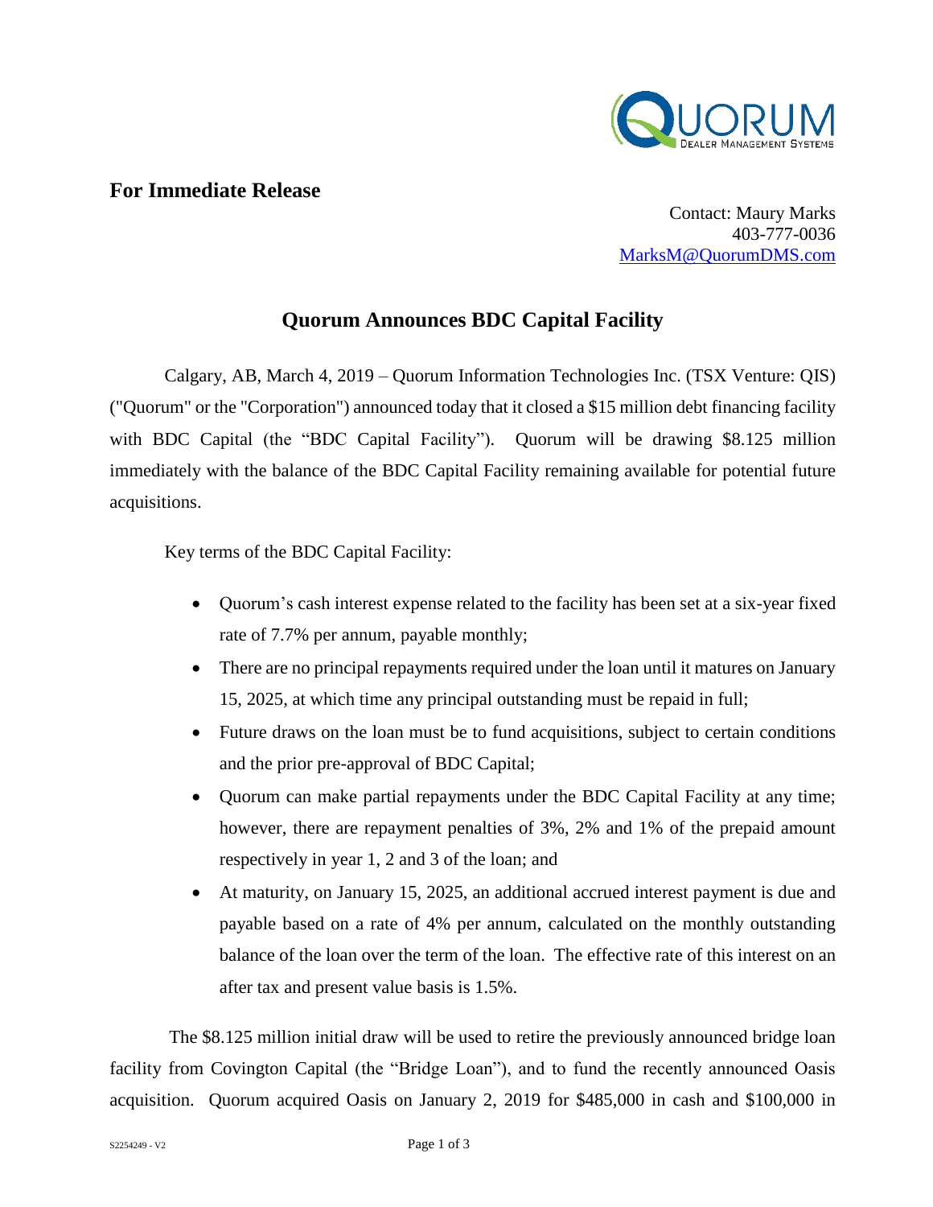**For Immediate Release**

Contact: Maury Marks
403-777-0036
MarksM@QuorumDMS.com

# Quorum Announces BDC Capital Facility

Calgary, AB, March 4, 2019 – Quorum Information Technologies Inc. (TSX Venture: QIS) ("Quorum" or the "Corporation") announced today that it closed a $15 million debt financing facility with BDC Capital (the "BDC Capital Facility"). Quorum will be drawing $8.125 million immediately with the balance of the BDC Capital Facility remaining available for potential future acquisitions.

Key terms of the BDC Capital Facility:

- Quorum's cash interest expense related to the facility has been set at a six-year fixed rate of 7.7% per annum, payable monthly;
- There are no principal repayments required under the loan until it matures on January 15, 2025, at which time any principal outstanding must be repaid in full;
- Future draws on the loan must be to fund acquisitions, subject to certain conditions and the prior pre-approval of BDC Capital;
- Quorum can make partial repayments under the BDC Capital Facility at any time; however, there are repayment penalties of 3%, 2% and 1% of the prepaid amount respectively in year 1, 2 and 3 of the loan; and
- At maturity, on January 15, 2025, an additional accrued interest payment is due and payable based on a rate of 4% per annum, calculated on the monthly outstanding balance of the loan over the term of the loan. The effective rate of this interest on an after tax and present value basis is 1.5%.

The $8.125 million initial draw will be used to retire the previously announced bridge loan facility from Covington Capital (the "Bridge Loan"), and to fund the recently announced Oasis acquisition. Quorum acquired Oasis on January 2, 2019 for $485,000 in cash and $100,000 in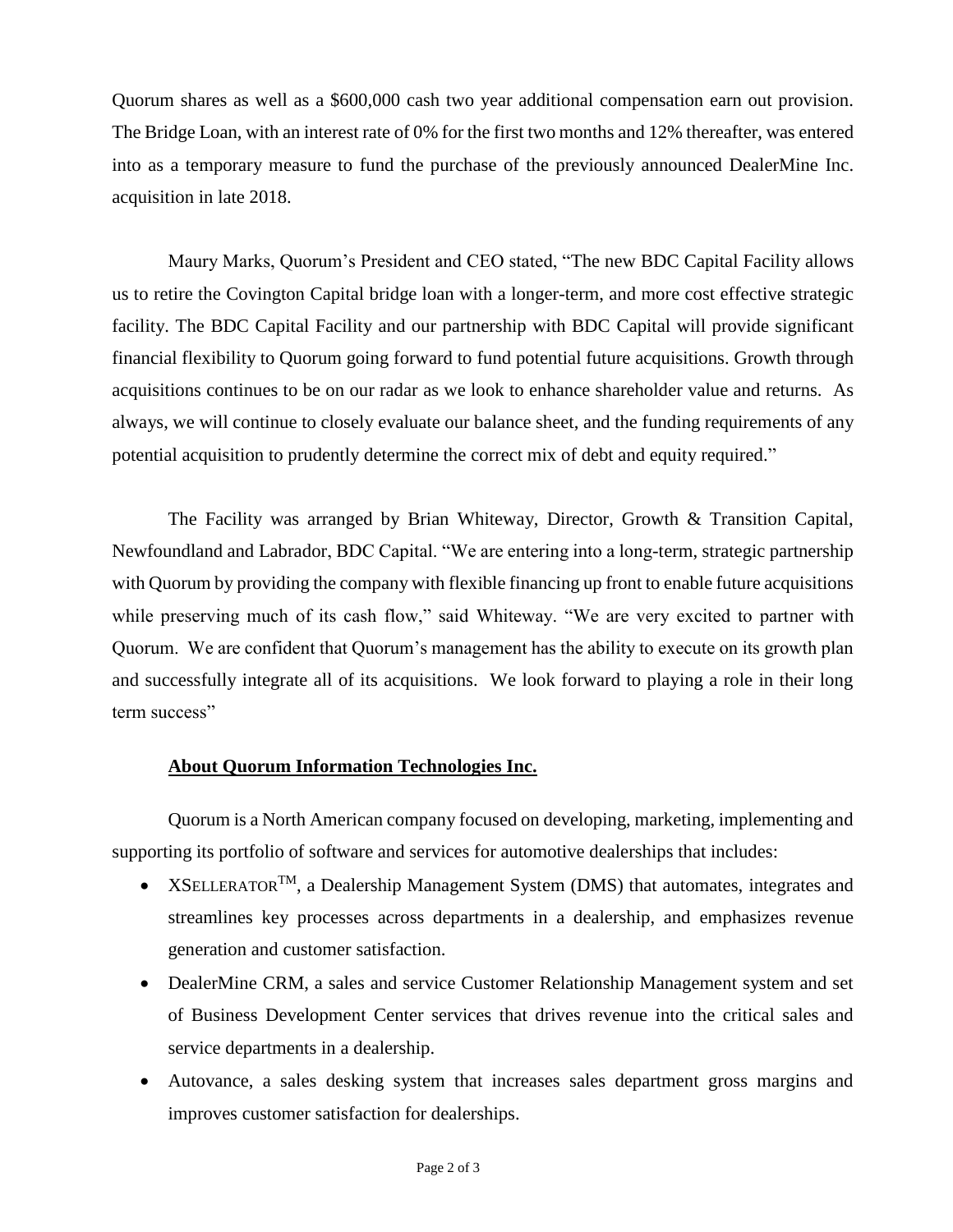Quorum shares as well as a $600,000 cash two year additional compensation earn out provision. The Bridge Loan, with an interest rate of 0% for the first two months and 12% thereafter, was entered into as a temporary measure to fund the purchase of the previously announced DealerMine Inc. acquisition in late 2018.

Maury Marks, Quorum's President and CEO stated, "The new BDC Capital Facility allows us to retire the Covington Capital bridge loan with a longer-term, and more cost effective strategic facility. The BDC Capital Facility and our partnership with BDC Capital will provide significant financial flexibility to Quorum going forward to fund potential future acquisitions. Growth through acquisitions continues to be on our radar as we look to enhance shareholder value and returns. As always, we will continue to closely evaluate our balance sheet, and the funding requirements of any potential acquisition to prudently determine the correct mix of debt and equity required."

The Facility was arranged by Brian Whiteway, Director, Growth & Transition Capital, Newfoundland and Labrador, BDC Capital. "We are entering into a long-term, strategic partnership with Quorum by providing the company with flexible financing up front to enable future acquisitions while preserving much of its cash flow," said Whiteway. "We are very excited to partner with Quorum. We are confident that Quorum's management has the ability to execute on its growth plan and successfully integrate all of its acquisitions. We look forward to playing a role in their long term success"

## About Quorum Information Technologies Inc.

Quorum is a North American company focused on developing, marketing, implementing and supporting its portfolio of software and services for automotive dealerships that includes:

- XSELLERATOR™, a Dealership Management System (DMS) that automates, integrates and streamlines key processes across departments in a dealership, and emphasizes revenue generation and customer satisfaction.
- DealerMine CRM, a sales and service Customer Relationship Management system and set of Business Development Center services that drives revenue into the critical sales and service departments in a dealership.
- Autovance, a sales desking system that increases sales department gross margins and improves customer satisfaction for dealerships.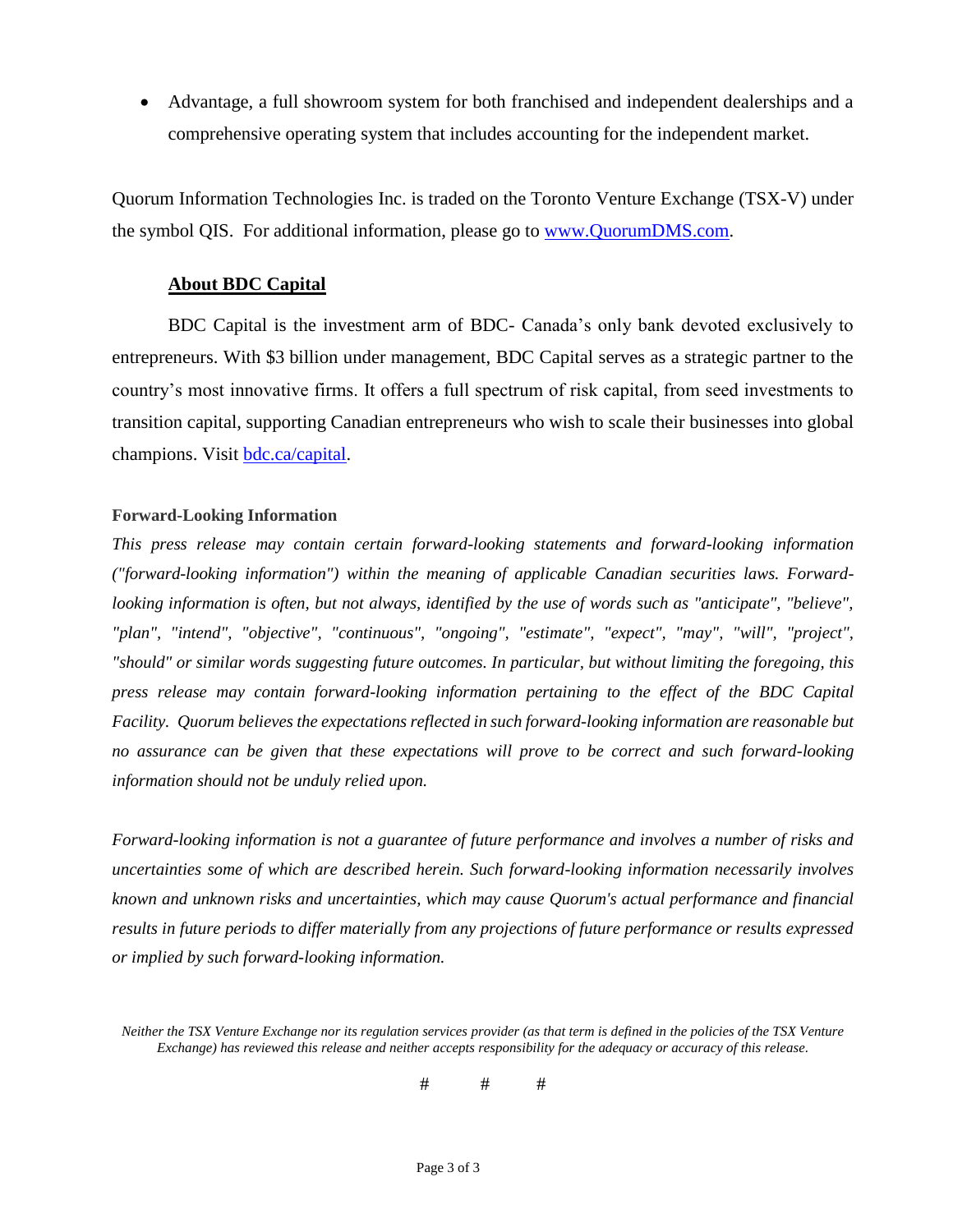- Advantage, a full showroom system for both franchised and independent dealerships and a comprehensive operating system that includes accounting for the independent market.

Quorum Information Technologies Inc. is traded on the Toronto Venture Exchange (TSX-V) under the symbol QIS. For additional information, please go to [www.QuorumDMS.com](www.QuorumDMS.com).

## About BDC Capital

BDC Capital is the investment arm of BDC- Canada's only bank devoted exclusively to entrepreneurs. With $3 billion under management, BDC Capital serves as a strategic partner to the country's most innovative firms. It offers a full spectrum of risk capital, from seed investments to transition capital, supporting Canadian entrepreneurs who wish to scale their businesses into global champions. Visit [bdc.ca/capital](bdc.ca/capital).

**Forward-Looking Information**

*This press release may contain certain forward-looking statements and forward-looking information ("forward-looking information") within the meaning of applicable Canadian securities laws. Forward-looking information is often, but not always, identified by the use of words such as "anticipate", "believe", "plan", "intend", "objective", "continuous", "ongoing", "estimate", "expect", "may", "will", "project", "should" or similar words suggesting future outcomes. In particular, but without limiting the foregoing, this press release may contain forward-looking information pertaining to the effect of the BDC Capital Facility. Quorum believes the expectations reflected in such forward-looking information are reasonable but no assurance can be given that these expectations will prove to be correct and such forward-looking information should not be unduly relied upon.*

*Forward-looking information is not a guarantee of future performance and involves a number of risks and uncertainties some of which are described herein. Such forward-looking information necessarily involves known and unknown risks and uncertainties, which may cause Quorum's actual performance and financial results in future periods to differ materially from any projections of future performance or results expressed or implied by such forward-looking information.*

*Neither the TSX Venture Exchange nor its regulation services provider (as that term is defined in the policies of the TSX Venture Exchange) has reviewed this release and neither accepts responsibility for the adequacy or accuracy of this release.*

# # #